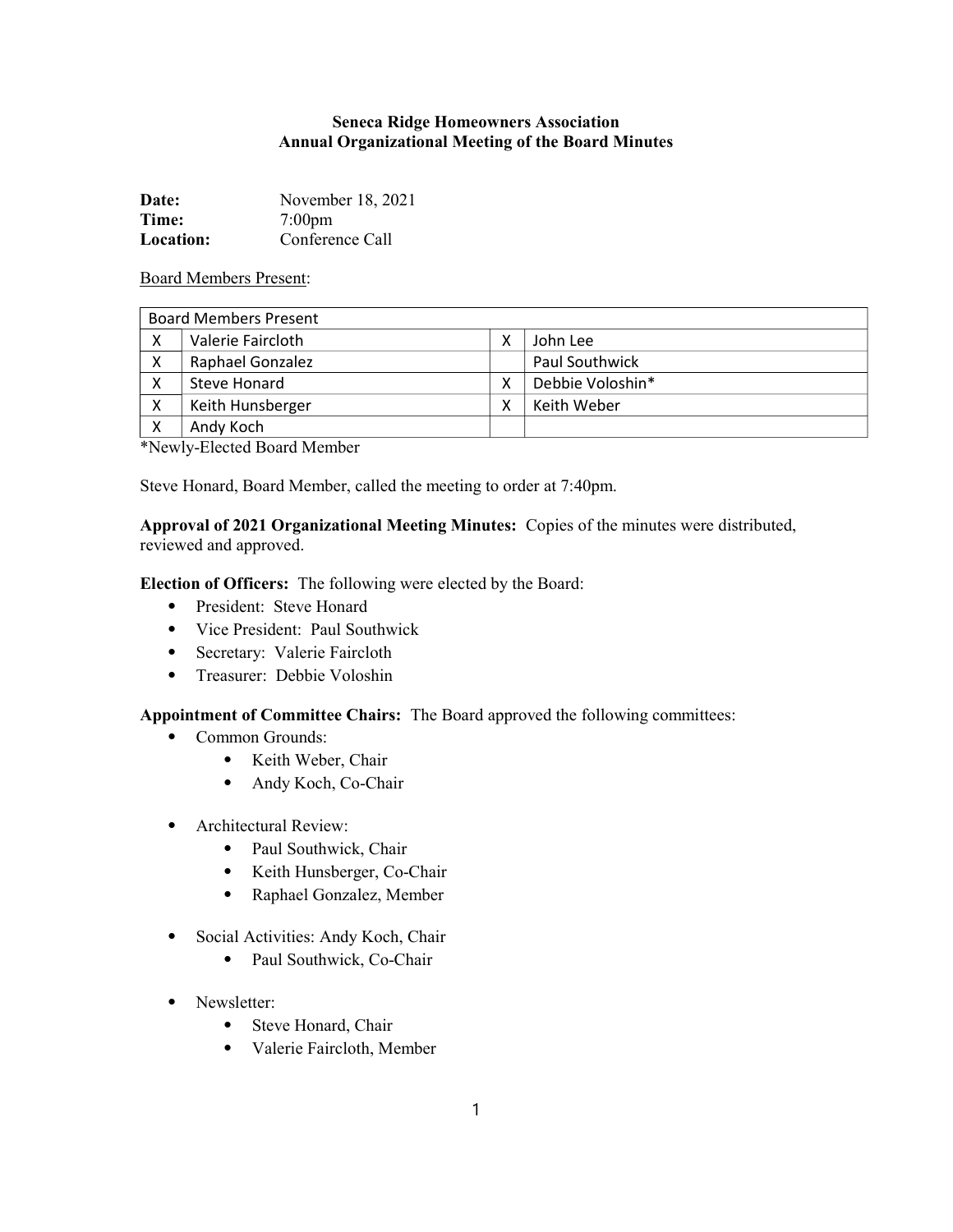**Seneca Ridge Homeowners Association**
**Annual Organizational Meeting of the Board Minutes**

**Date:** November 18, 2021
**Time:** 7:00pm
**Location:** Conference Call

Board Members Present:

| Board Members Present | | | |
|---|---|---|---|
| X | Valerie Faircloth | X | John Lee |
| X | Raphael Gonzalez | | Paul Southwick |
| X | Steve Honard | X | Debbie Voloshin* |
| X | Keith Hunsberger | X | Keith Weber |
| X | Andy Koch | | |

*Newly-Elected Board Member

Steve Honard, Board Member, called the meeting to order at 7:40pm.

**Approval of 2021 Organizational Meeting Minutes:** Copies of the minutes were distributed, reviewed and approved.

**Election of Officers:** The following were elected by the Board:

- President: Steve Honard
- Vice President: Paul Southwick
- Secretary: Valerie Faircloth
- Treasurer: Debbie Voloshin

**Appointment of Committee Chairs:** The Board approved the following committees:

- Common Grounds:
    - Keith Weber, Chair
    - Andy Koch, Co-Chair
- Architectural Review:
    - Paul Southwick, Chair
    - Keith Hunsberger, Co-Chair
    - Raphael Gonzalez, Member
- Social Activities: Andy Koch, Chair
    - Paul Southwick, Co-Chair
- Newsletter:
    - Steve Honard, Chair
    - Valerie Faircloth, Member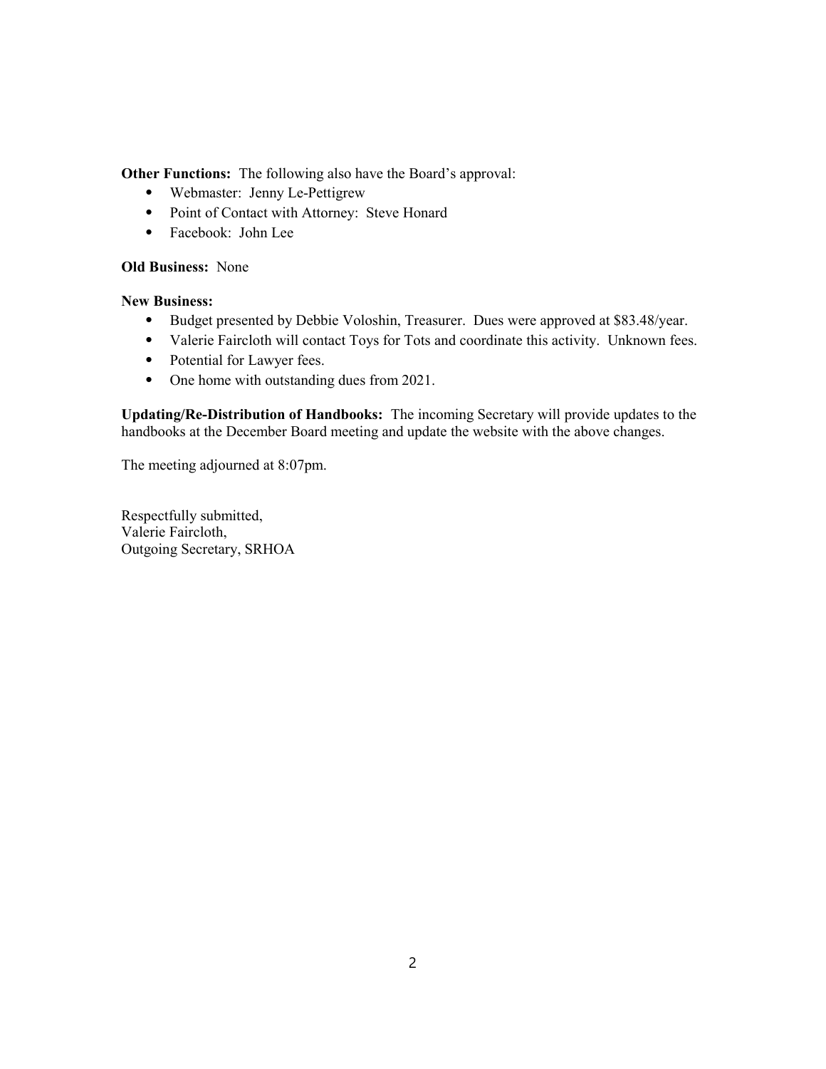**Other Functions:** The following also have the Board's approval:

- Webmaster: Jenny Le-Pettigrew
- Point of Contact with Attorney: Steve Honard
- Facebook: John Lee

**Old Business:** None

**New Business:**

- Budget presented by Debbie Voloshin, Treasurer. Dues were approved at $83.48/year.
- Valerie Faircloth will contact Toys for Tots and coordinate this activity. Unknown fees.
- Potential for Lawyer fees.
- One home with outstanding dues from 2021.

**Updating/Re-Distribution of Handbooks:** The incoming Secretary will provide updates to the handbooks at the December Board meeting and update the website with the above changes.

The meeting adjourned at 8:07pm.

Respectfully submitted,
Valerie Faircloth,
Outgoing Secretary, SRHOA